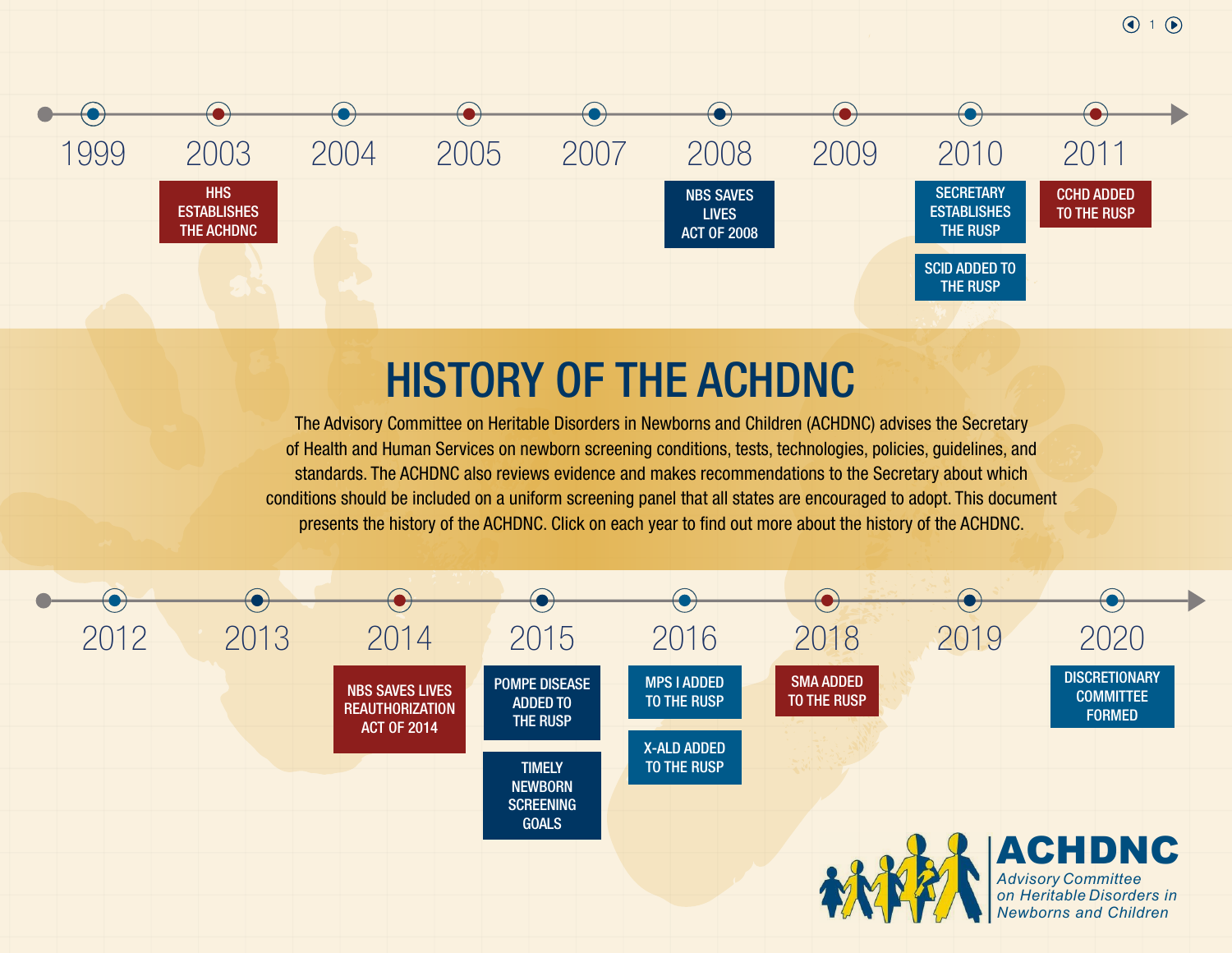# HISTORY OF THE ACHDNC

The Advisory Committee on Heritable Disorders in Newborns and Children (ACHDNC) advises the Secretary of Health and Human Services on newborn screening conditions, tests, technologies, policies, guidelines, and standards. The ACHDNC also reviews evidence and makes recommendations to the Secretary about which conditions should be included on a uniform screening panel that all states are encouraged to adopt. This document presents the history of the ACHDNC. Click on each year to find out more about the history of the ACHDNC.

- 1999
- 2003 — HHS ESTABLISHES THE ACHDNC
- 2004
- 2005
- 2007
- 2008 — NBS SAVES LIVES ACT OF 2008
- 2009
- 2010 — SECRETARY ESTABLISHES THE RUSP; SCID ADDED TO THE RUSP
- 2011 — CCHD ADDED TO THE RUSP
- 2012
- 2013
- 2014 — NBS SAVES LIVES REAUTHORIZATION ACT OF 2014
- 2015 — POMPE DISEASE ADDED TO THE RUSP; TIMELY NEWBORN SCREENING GOALS
- 2016 — MPS I ADDED TO THE RUSP; X-ALD ADDED TO THE RUSP
- 2018 — SMA ADDED TO THE RUSP
- 2019
- 2020 — DISCRETIONARY COMMITTEE FORMED

**ACHDNC**

*Advisory Committee on Heritable Disorders in Newborns and Children*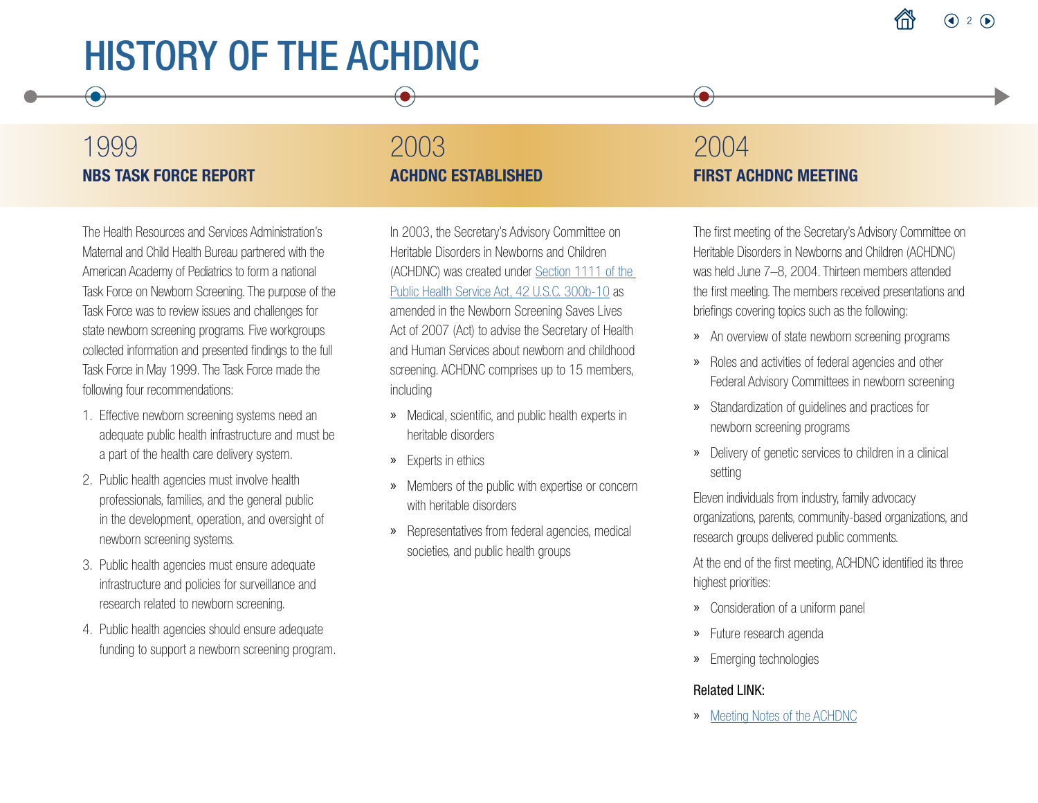# HISTORY OF THE ACHDNC

## 1999

### NBS TASK FORCE REPORT

The Health Resources and Services Administration's Maternal and Child Health Bureau partnered with the American Academy of Pediatrics to form a national Task Force on Newborn Screening. The purpose of the Task Force was to review issues and challenges for state newborn screening programs. Five workgroups collected information and presented findings to the full Task Force in May 1999. The Task Force made the following four recommendations:

1. Effective newborn screening systems need an adequate public health infrastructure and must be a part of the health care delivery system.
2. Public health agencies must involve health professionals, families, and the general public in the development, operation, and oversight of newborn screening systems.
3. Public health agencies must ensure adequate infrastructure and policies for surveillance and research related to newborn screening.
4. Public health agencies should ensure adequate funding to support a newborn screening program.

## 2003

### ACHDNC ESTABLISHED

In 2003, the Secretary's Advisory Committee on Heritable Disorders in Newborns and Children (ACHDNC) was created under Section 1111 of the Public Health Service Act, 42 U.S.C. 300b-10 as amended in the Newborn Screening Saves Lives Act of 2007 (Act) to advise the Secretary of Health and Human Services about newborn and childhood screening. ACHDNC comprises up to 15 members, including

- Medical, scientific, and public health experts in heritable disorders
- Experts in ethics
- Members of the public with expertise or concern with heritable disorders
- Representatives from federal agencies, medical societies, and public health groups

## 2004

### FIRST ACHDNC MEETING

The first meeting of the Secretary's Advisory Committee on Heritable Disorders in Newborns and Children (ACHDNC) was held June 7–8, 2004. Thirteen members attended the first meeting. The members received presentations and briefings covering topics such as the following:

- An overview of state newborn screening programs
- Roles and activities of federal agencies and other Federal Advisory Committees in newborn screening
- Standardization of guidelines and practices for newborn screening programs
- Delivery of genetic services to children in a clinical setting

Eleven individuals from industry, family advocacy organizations, parents, community-based organizations, and research groups delivered public comments.

At the end of the first meeting, ACHDNC identified its three highest priorities:

- Consideration of a uniform panel
- Future research agenda
- Emerging technologies

Related LINK:

- Meeting Notes of the ACHDNC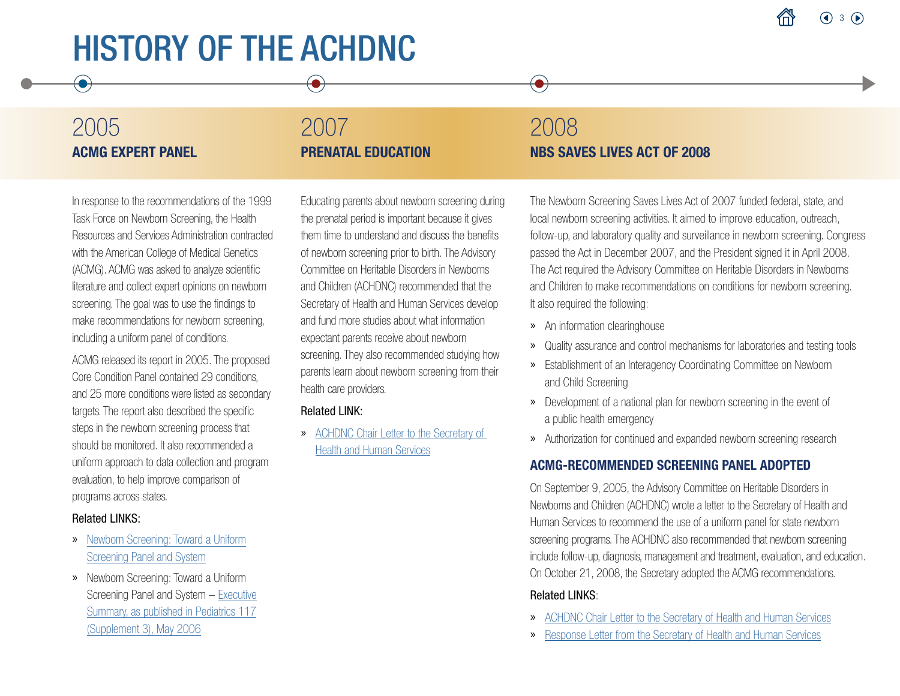# HISTORY OF THE ACHDNC

## 2005

### ACMG EXPERT PANEL

In response to the recommendations of the 1999 Task Force on Newborn Screening, the Health Resources and Services Administration contracted with the American College of Medical Genetics (ACMG). ACMG was asked to analyze scientific literature and collect expert opinions on newborn screening. The goal was to use the findings to make recommendations for newborn screening, including a uniform panel of conditions.

ACMG released its report in 2005. The proposed Core Condition Panel contained 29 conditions, and 25 more conditions were listed as secondary targets. The report also described the specific steps in the newborn screening process that should be monitored. It also recommended a uniform approach to data collection and program evaluation, to help improve comparison of programs across states.

Related LINKS:

- Newborn Screening: Toward a Uniform Screening Panel and System
- Newborn Screening: Toward a Uniform Screening Panel and System – Executive Summary, as published in Pediatrics 117 (Supplement 3), May 2006

## 2007

### PRENATAL EDUCATION

Educating parents about newborn screening during the prenatal period is important because it gives them time to understand and discuss the benefits of newborn screening prior to birth. The Advisory Committee on Heritable Disorders in Newborns and Children (ACHDNC) recommended that the Secretary of Health and Human Services develop and fund more studies about what information expectant parents receive about newborn screening. They also recommended studying how parents learn about newborn screening from their health care providers.

Related LINK:

- ACHDNC Chair Letter to the Secretary of Health and Human Services

## 2008

### NBS SAVES LIVES ACT OF 2008

The Newborn Screening Saves Lives Act of 2007 funded federal, state, and local newborn screening activities. It aimed to improve education, outreach, follow-up, and laboratory quality and surveillance in newborn screening. Congress passed the Act in December 2007, and the President signed it in April 2008. The Act required the Advisory Committee on Heritable Disorders in Newborns and Children to make recommendations on conditions for newborn screening. It also required the following:

- An information clearinghouse
- Quality assurance and control mechanisms for laboratories and testing tools
- Establishment of an Interagency Coordinating Committee on Newborn and Child Screening
- Development of a national plan for newborn screening in the event of a public health emergency
- Authorization for continued and expanded newborn screening research

### ACMG-RECOMMENDED SCREENING PANEL ADOPTED

On September 9, 2005, the Advisory Committee on Heritable Disorders in Newborns and Children (ACHDNC) wrote a letter to the Secretary of Health and Human Services to recommend the use of a uniform panel for state newborn screening programs. The ACHDNC also recommended that newborn screening include follow-up, diagnosis, management and treatment, evaluation, and education. On October 21, 2008, the Secretary adopted the ACMG recommendations.

Related LINKS:

- ACHDNC Chair Letter to the Secretary of Health and Human Services
- Response Letter from the Secretary of Health and Human Services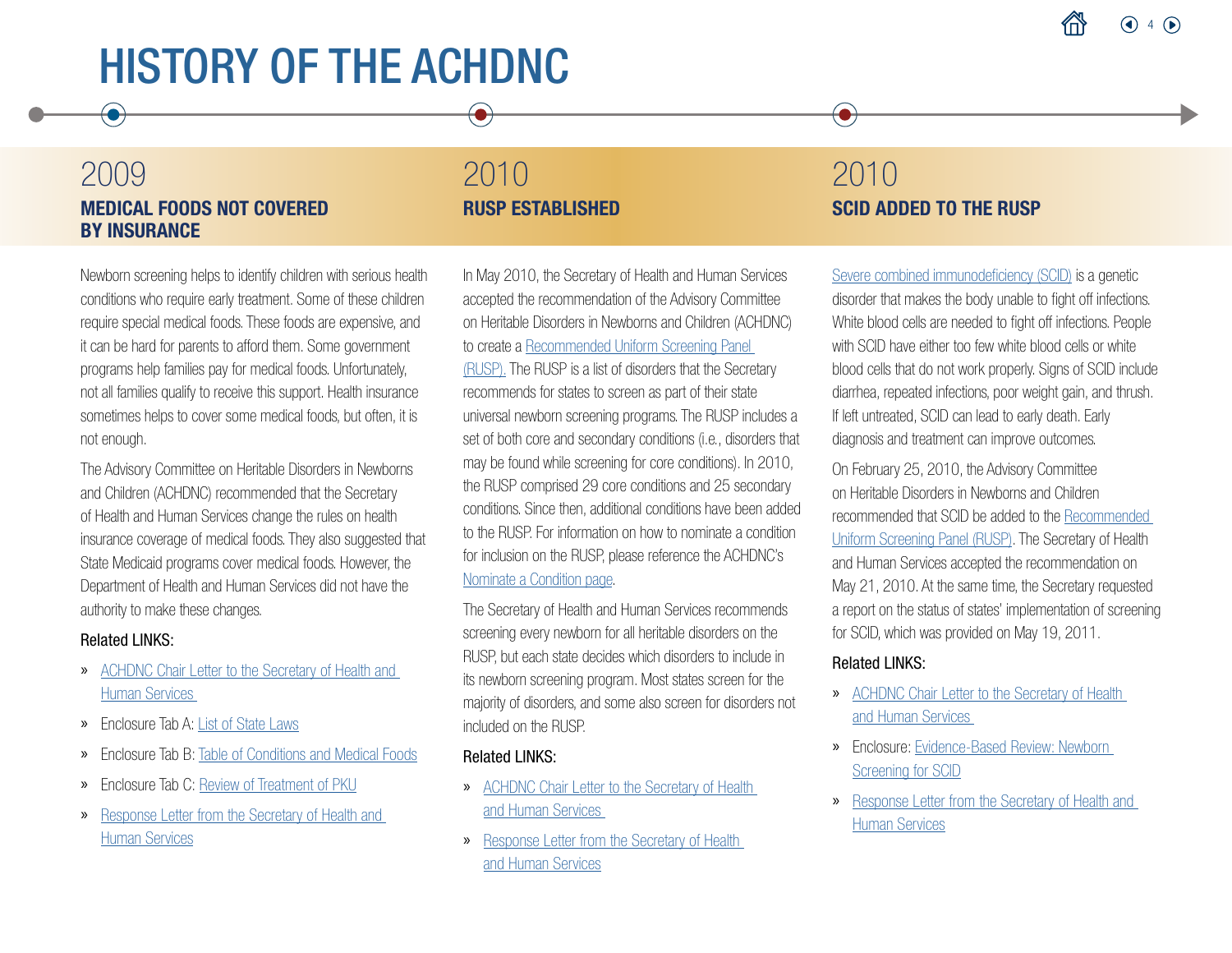# HISTORY OF THE ACHDNC

## 2009

### MEDICAL FOODS NOT COVERED BY INSURANCE

Newborn screening helps to identify children with serious health conditions who require early treatment. Some of these children require special medical foods. These foods are expensive, and it can be hard for parents to afford them. Some government programs help families pay for medical foods. Unfortunately, not all families qualify to receive this support. Health insurance sometimes helps to cover some medical foods, but often, it is not enough.

The Advisory Committee on Heritable Disorders in Newborns and Children (ACHDNC) recommended that the Secretary of Health and Human Services change the rules on health insurance coverage of medical foods. They also suggested that State Medicaid programs cover medical foods. However, the Department of Health and Human Services did not have the authority to make these changes.

Related LINKS:

- ACHDNC Chair Letter to the Secretary of Health and Human Services
- Enclosure Tab A: List of State Laws
- Enclosure Tab B: Table of Conditions and Medical Foods
- Enclosure Tab C: Review of Treatment of PKU
- Response Letter from the Secretary of Health and Human Services

## 2010

### RUSP ESTABLISHED

In May 2010, the Secretary of Health and Human Services accepted the recommendation of the Advisory Committee on Heritable Disorders in Newborns and Children (ACHDNC) to create a Recommended Uniform Screening Panel (RUSP). The RUSP is a list of disorders that the Secretary recommends for states to screen as part of their state universal newborn screening programs. The RUSP includes a set of both core and secondary conditions (i.e., disorders that may be found while screening for core conditions). In 2010, the RUSP comprised 29 core conditions and 25 secondary conditions. Since then, additional conditions have been added to the RUSP. For information on how to nominate a condition for inclusion on the RUSP, please reference the ACHDNC's Nominate a Condition page.

The Secretary of Health and Human Services recommends screening every newborn for all heritable disorders on the RUSP, but each state decides which disorders to include in its newborn screening program. Most states screen for the majority of disorders, and some also screen for disorders not included on the RUSP.

Related LINKS:

- ACHDNC Chair Letter to the Secretary of Health and Human Services
- Response Letter from the Secretary of Health and Human Services

## 2010

### SCID ADDED TO THE RUSP

Severe combined immunodeficiency (SCID) is a genetic disorder that makes the body unable to fight off infections. White blood cells are needed to fight off infections. People with SCID have either too few white blood cells or white blood cells that do not work properly. Signs of SCID include diarrhea, repeated infections, poor weight gain, and thrush. If left untreated, SCID can lead to early death. Early diagnosis and treatment can improve outcomes.

On February 25, 2010, the Advisory Committee on Heritable Disorders in Newborns and Children recommended that SCID be added to the Recommended Uniform Screening Panel (RUSP). The Secretary of Health and Human Services accepted the recommendation on May 21, 2010. At the same time, the Secretary requested a report on the status of states' implementation of screening for SCID, which was provided on May 19, 2011.

Related LINKS:

- ACHDNC Chair Letter to the Secretary of Health and Human Services
- Enclosure: Evidence-Based Review: Newborn Screening for SCID
- Response Letter from the Secretary of Health and Human Services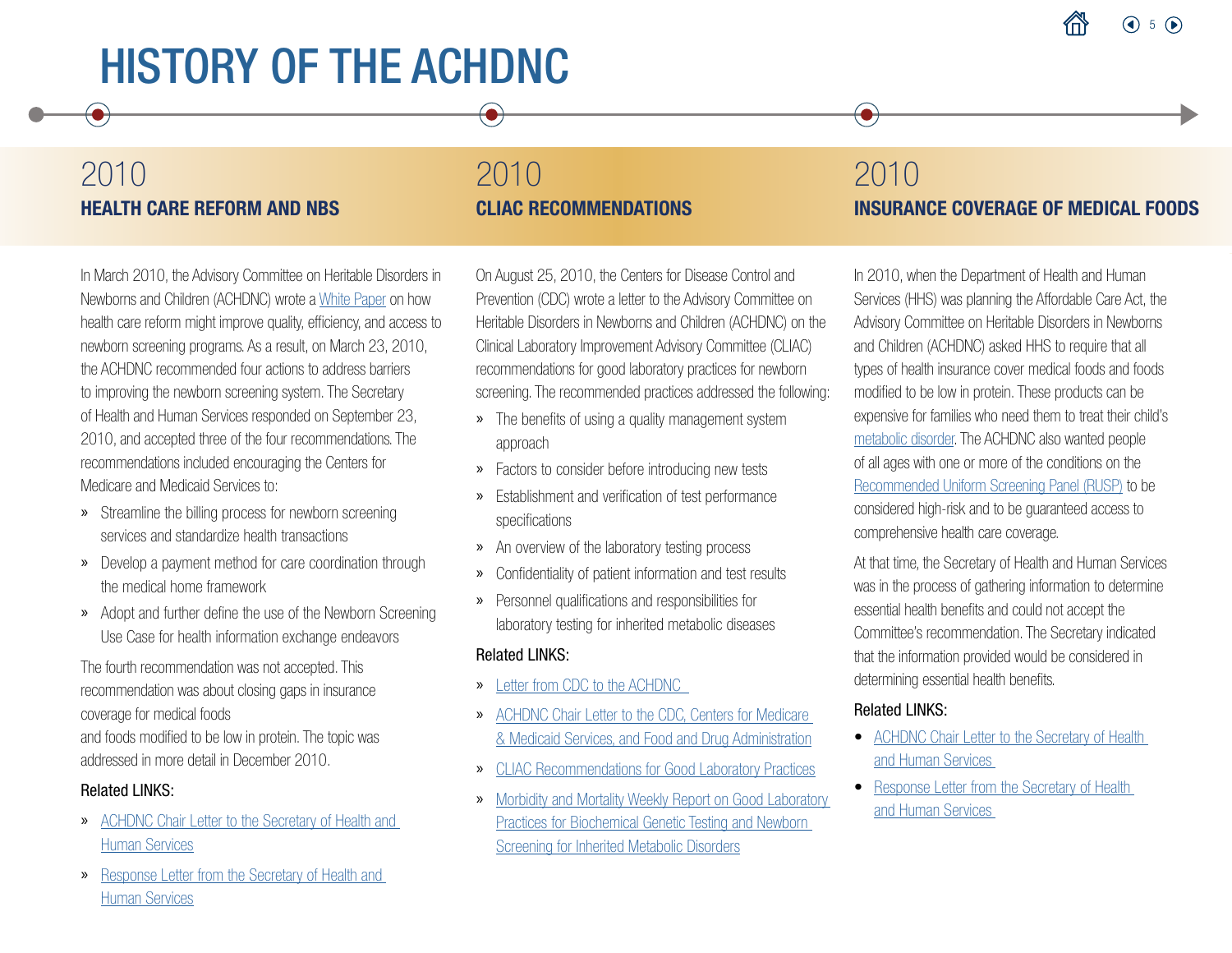# HISTORY OF THE ACHDNC

## 2010
### HEALTH CARE REFORM AND NBS

In March 2010, the Advisory Committee on Heritable Disorders in Newborns and Children (ACHDNC) wrote a White Paper on how health care reform might improve quality, efficiency, and access to newborn screening programs. As a result, on March 23, 2010, the ACHDNC recommended four actions to address barriers to improving the newborn screening system. The Secretary of Health and Human Services responded on September 23, 2010, and accepted three of the four recommendations. The recommendations included encouraging the Centers for Medicare and Medicaid Services to:

- Streamline the billing process for newborn screening services and standardize health transactions
- Develop a payment method for care coordination through the medical home framework
- Adopt and further define the use of the Newborn Screening Use Case for health information exchange endeavors

The fourth recommendation was not accepted. This recommendation was about closing gaps in insurance coverage for medical foods and foods modified to be low in protein. The topic was addressed in more detail in December 2010.

Related LINKS:

- ACHDNC Chair Letter to the Secretary of Health and Human Services
- Response Letter from the Secretary of Health and Human Services

## 2010
### CLIAC RECOMMENDATIONS

On August 25, 2010, the Centers for Disease Control and Prevention (CDC) wrote a letter to the Advisory Committee on Heritable Disorders in Newborns and Children (ACHDNC) on the Clinical Laboratory Improvement Advisory Committee (CLIAC) recommendations for good laboratory practices for newborn screening. The recommended practices addressed the following:

- The benefits of using a quality management system approach
- Factors to consider before introducing new tests
- Establishment and verification of test performance specifications
- An overview of the laboratory testing process
- Confidentiality of patient information and test results
- Personnel qualifications and responsibilities for laboratory testing for inherited metabolic diseases

Related LINKS:

- Letter from CDC to the ACHDNC
- ACHDNC Chair Letter to the CDC, Centers for Medicare & Medicaid Services, and Food and Drug Administration
- CLIAC Recommendations for Good Laboratory Practices
- Morbidity and Mortality Weekly Report on Good Laboratory Practices for Biochemical Genetic Testing and Newborn Screening for Inherited Metabolic Disorders

## 2010
### INSURANCE COVERAGE OF MEDICAL FOODS

In 2010, when the Department of Health and Human Services (HHS) was planning the Affordable Care Act, the Advisory Committee on Heritable Disorders in Newborns and Children (ACHDNC) asked HHS to require that all types of health insurance cover medical foods and foods modified to be low in protein. These products can be expensive for families who need them to treat their child's metabolic disorder. The ACHDNC also wanted people of all ages with one or more of the conditions on the Recommended Uniform Screening Panel (RUSP) to be considered high-risk and to be guaranteed access to comprehensive health care coverage.

At that time, the Secretary of Health and Human Services was in the process of gathering information to determine essential health benefits and could not accept the Committee's recommendation. The Secretary indicated that the information provided would be considered in determining essential health benefits.

Related LINKS:

- ACHDNC Chair Letter to the Secretary of Health and Human Services
- Response Letter from the Secretary of Health and Human Services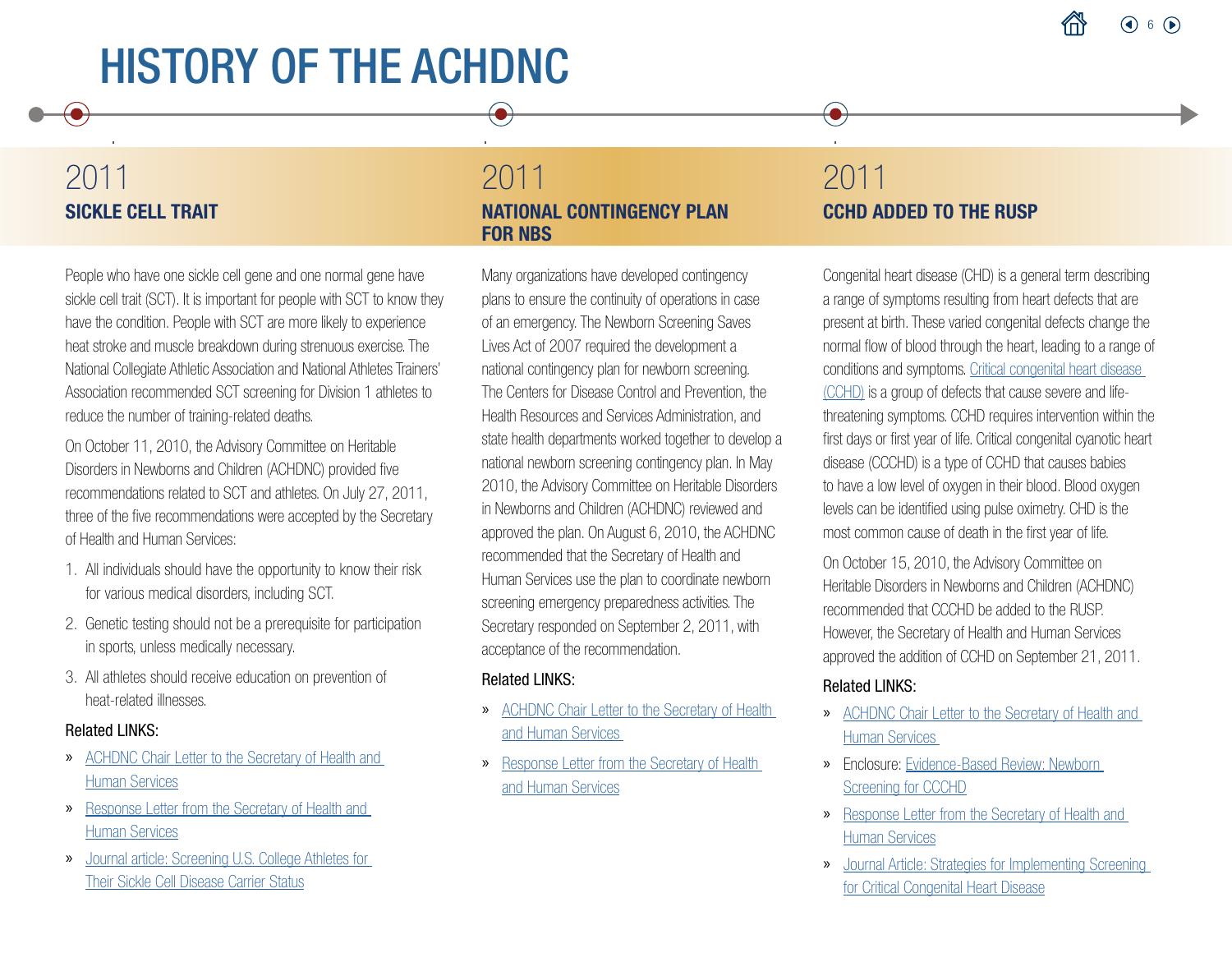# HISTORY OF THE ACHDNC

## 2011
### SICKLE CELL TRAIT

People who have one sickle cell gene and one normal gene have sickle cell trait (SCT). It is important for people with SCT to know they have the condition. People with SCT are more likely to experience heat stroke and muscle breakdown during strenuous exercise. The National Collegiate Athletic Association and National Athletes Trainers' Association recommended SCT screening for Division 1 athletes to reduce the number of training-related deaths.

On October 11, 2010, the Advisory Committee on Heritable Disorders in Newborns and Children (ACHDNC) provided five recommendations related to SCT and athletes. On July 27, 2011, three of the five recommendations were accepted by the Secretary of Health and Human Services:

1. All individuals should have the opportunity to know their risk for various medical disorders, including SCT.
2. Genetic testing should not be a prerequisite for participation in sports, unless medically necessary.
3. All athletes should receive education on prevention of heat-related illnesses.

Related LINKS:

- ACHDNC Chair Letter to the Secretary of Health and Human Services
- Response Letter from the Secretary of Health and Human Services
- Journal article: Screening U.S. College Athletes for Their Sickle Cell Disease Carrier Status

## 2011
### NATIONAL CONTINGENCY PLAN FOR NBS

Many organizations have developed contingency plans to ensure the continuity of operations in case of an emergency. The Newborn Screening Saves Lives Act of 2007 required the development a national contingency plan for newborn screening. The Centers for Disease Control and Prevention, the Health Resources and Services Administration, and state health departments worked together to develop a national newborn screening contingency plan. In May 2010, the Advisory Committee on Heritable Disorders in Newborns and Children (ACHDNC) reviewed and approved the plan. On August 6, 2010, the ACHDNC recommended that the Secretary of Health and Human Services use the plan to coordinate newborn screening emergency preparedness activities. The Secretary responded on September 2, 2011, with acceptance of the recommendation.

Related LINKS:

- ACHDNC Chair Letter to the Secretary of Health and Human Services
- Response Letter from the Secretary of Health and Human Services

## 2011
### CCHD ADDED TO THE RUSP

Congenital heart disease (CHD) is a general term describing a range of symptoms resulting from heart defects that are present at birth. These varied congenital defects change the normal flow of blood through the heart, leading to a range of conditions and symptoms. Critical congenital heart disease (CCHD) is a group of defects that cause severe and life-threatening symptoms. CCHD requires intervention within the first days or first year of life. Critical congenital cyanotic heart disease (CCCHD) is a type of CCHD that causes babies to have a low level of oxygen in their blood. Blood oxygen levels can be identified using pulse oximetry. CHD is the most common cause of death in the first year of life.

On October 15, 2010, the Advisory Committee on Heritable Disorders in Newborns and Children (ACHDNC) recommended that CCCHD be added to the RUSP. However, the Secretary of Health and Human Services approved the addition of CCHD on September 21, 2011.

Related LINKS:

- ACHDNC Chair Letter to the Secretary of Health and Human Services
- Enclosure: Evidence-Based Review: Newborn Screening for CCCHD
- Response Letter from the Secretary of Health and Human Services
- Journal Article: Strategies for Implementing Screening for Critical Congenital Heart Disease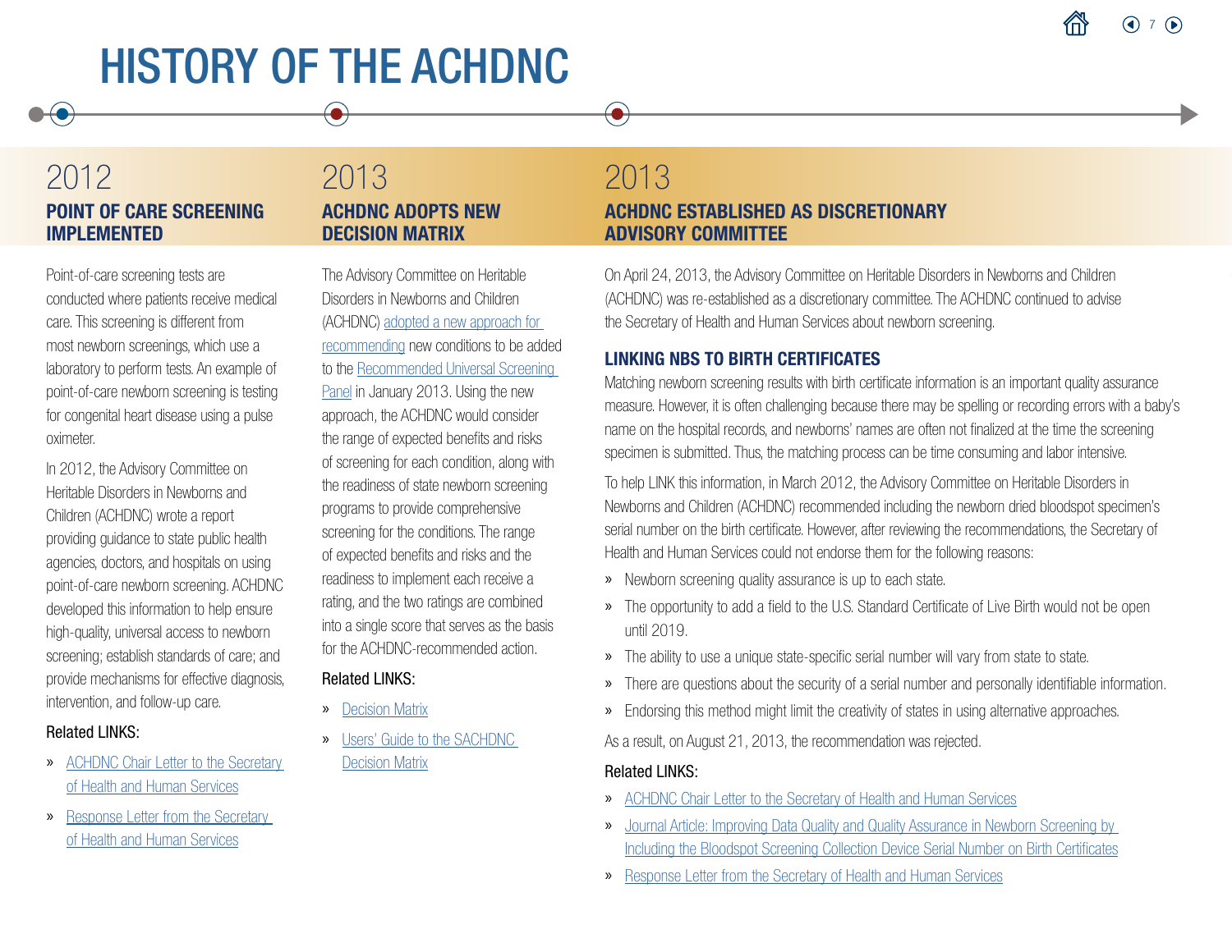# HISTORY OF THE ACHDNC

## 2012

### POINT OF CARE SCREENING IMPLEMENTED

Point-of-care screening tests are conducted where patients receive medical care. This screening is different from most newborn screenings, which use a laboratory to perform tests. An example of point-of-care newborn screening is testing for congenital heart disease using a pulse oximeter.

In 2012, the Advisory Committee on Heritable Disorders in Newborns and Children (ACHDNC) wrote a report providing guidance to state public health agencies, doctors, and hospitals on using point-of-care newborn screening. ACHDNC developed this information to help ensure high-quality, universal access to newborn screening; establish standards of care; and provide mechanisms for effective diagnosis, intervention, and follow-up care.

Related LINKS:

- ACHDNC Chair Letter to the Secretary of Health and Human Services
- Response Letter from the Secretary of Health and Human Services

## 2013

### ACHDNC ADOPTS NEW DECISION MATRIX

The Advisory Committee on Heritable Disorders in Newborns and Children (ACHDNC) adopted a new approach for recommending new conditions to be added to the Recommended Universal Screening Panel in January 2013. Using the new approach, the ACHDNC would consider the range of expected benefits and risks of screening for each condition, along with the readiness of state newborn screening programs to provide comprehensive screening for the conditions. The range of expected benefits and risks and the readiness to implement each receive a rating, and the two ratings are combined into a single score that serves as the basis for the ACHDNC-recommended action.

Related LINKS:

- Decision Matrix
- Users' Guide to the SACHDNC Decision Matrix

## 2013

### ACHDNC ESTABLISHED AS DISCRETIONARY ADVISORY COMMITTEE

On April 24, 2013, the Advisory Committee on Heritable Disorders in Newborns and Children (ACHDNC) was re-established as a discretionary committee. The ACHDNC continued to advise the Secretary of Health and Human Services about newborn screening.

### LINKING NBS TO BIRTH CERTIFICATES

Matching newborn screening results with birth certificate information is an important quality assurance measure. However, it is often challenging because there may be spelling or recording errors with a baby's name on the hospital records, and newborns' names are often not finalized at the time the screening specimen is submitted. Thus, the matching process can be time consuming and labor intensive.

To help LINK this information, in March 2012, the Advisory Committee on Heritable Disorders in Newborns and Children (ACHDNC) recommended including the newborn dried bloodspot specimen's serial number on the birth certificate. However, after reviewing the recommendations, the Secretary of Health and Human Services could not endorse them for the following reasons:

- Newborn screening quality assurance is up to each state.
- The opportunity to add a field to the U.S. Standard Certificate of Live Birth would not be open until 2019.
- The ability to use a unique state-specific serial number will vary from state to state.
- There are questions about the security of a serial number and personally identifiable information.
- Endorsing this method might limit the creativity of states in using alternative approaches.

As a result, on August 21, 2013, the recommendation was rejected.

Related LINKS:

- ACHDNC Chair Letter to the Secretary of Health and Human Services
- Journal Article: Improving Data Quality and Quality Assurance in Newborn Screening by Including the Bloodspot Screening Collection Device Serial Number on Birth Certificates
- Response Letter from the Secretary of Health and Human Services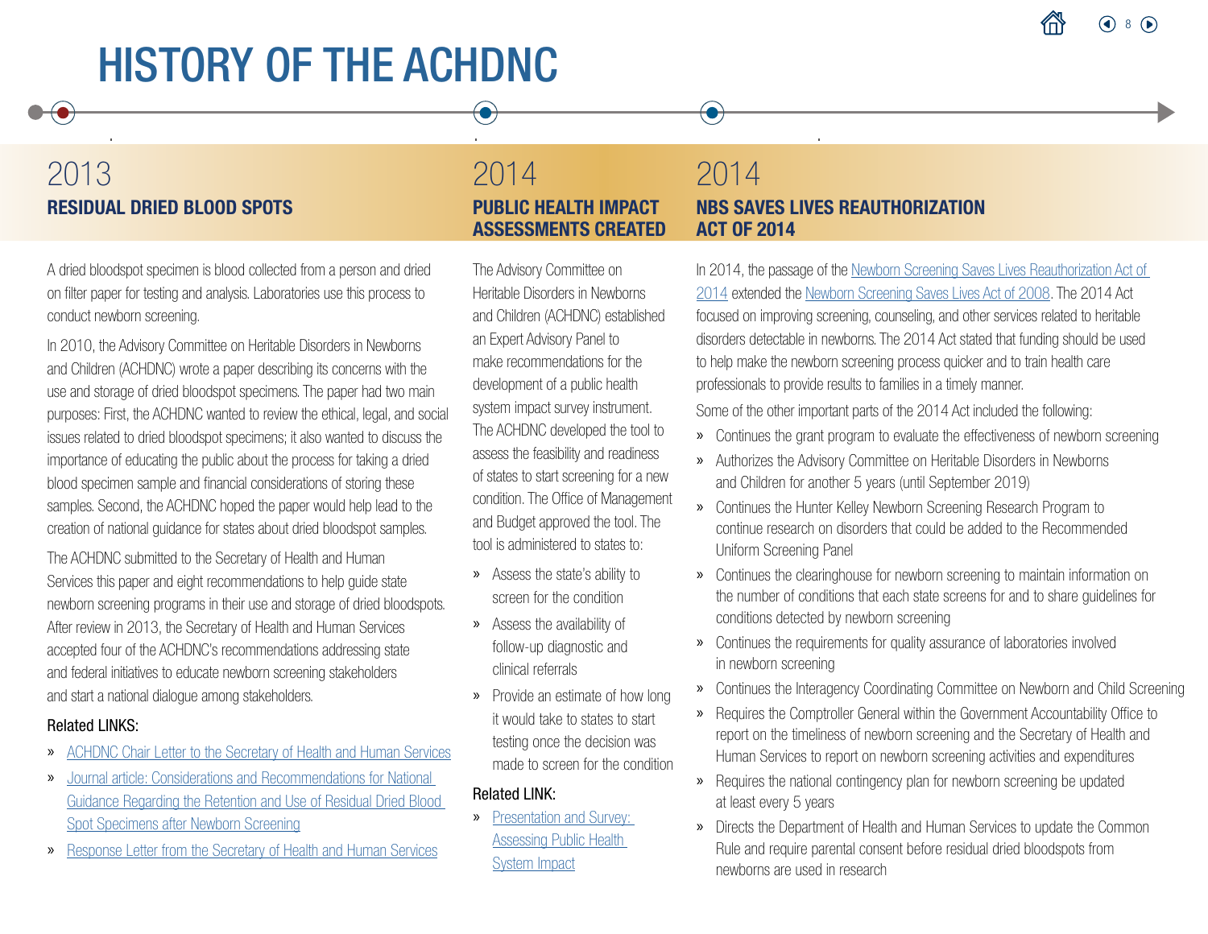# HISTORY OF THE ACHDNC

## 2013

### RESIDUAL DRIED BLOOD SPOTS

A dried bloodspot specimen is blood collected from a person and dried on filter paper for testing and analysis. Laboratories use this process to conduct newborn screening.

In 2010, the Advisory Committee on Heritable Disorders in Newborns and Children (ACHDNC) wrote a paper describing its concerns with the use and storage of dried bloodspot specimens. The paper had two main purposes: First, the ACHDNC wanted to review the ethical, legal, and social issues related to dried bloodspot specimens; it also wanted to discuss the importance of educating the public about the process for taking a dried blood specimen sample and financial considerations of storing these samples. Second, the ACHDNC hoped the paper would help lead to the creation of national guidance for states about dried bloodspot samples.

The ACHDNC submitted to the Secretary of Health and Human Services this paper and eight recommendations to help guide state newborn screening programs in their use and storage of dried bloodspots. After review in 2013, the Secretary of Health and Human Services accepted four of the ACHDNC's recommendations addressing state and federal initiatives to educate newborn screening stakeholders and start a national dialogue among stakeholders.

Related LINKS:

- ACHDNC Chair Letter to the Secretary of Health and Human Services
- Journal article: Considerations and Recommendations for National Guidance Regarding the Retention and Use of Residual Dried Blood Spot Specimens after Newborn Screening
- Response Letter from the Secretary of Health and Human Services

## 2014

### PUBLIC HEALTH IMPACT ASSESSMENTS CREATED

The Advisory Committee on Heritable Disorders in Newborns and Children (ACHDNC) established an Expert Advisory Panel to make recommendations for the development of a public health system impact survey instrument. The ACHDNC developed the tool to assess the feasibility and readiness of states to start screening for a new condition. The Office of Management and Budget approved the tool. The tool is administered to states to:

- Assess the state's ability to screen for the condition
- Assess the availability of follow-up diagnostic and clinical referrals
- Provide an estimate of how long it would take to states to start testing once the decision was made to screen for the condition

Related LINK:

- Presentation and Survey: Assessing Public Health System Impact

## 2014

### NBS SAVES LIVES REAUTHORIZATION ACT OF 2014

In 2014, the passage of the Newborn Screening Saves Lives Reauthorization Act of 2014 extended the Newborn Screening Saves Lives Act of 2008. The 2014 Act focused on improving screening, counseling, and other services related to heritable disorders detectable in newborns. The 2014 Act stated that funding should be used to help make the newborn screening process quicker and to train health care professionals to provide results to families in a timely manner.

Some of the other important parts of the 2014 Act included the following:

- Continues the grant program to evaluate the effectiveness of newborn screening
- Authorizes the Advisory Committee on Heritable Disorders in Newborns and Children for another 5 years (until September 2019)
- Continues the Hunter Kelley Newborn Screening Research Program to continue research on disorders that could be added to the Recommended Uniform Screening Panel
- Continues the clearinghouse for newborn screening to maintain information on the number of conditions that each state screens for and to share guidelines for conditions detected by newborn screening
- Continues the requirements for quality assurance of laboratories involved in newborn screening
- Continues the Interagency Coordinating Committee on Newborn and Child Screening
- Requires the Comptroller General within the Government Accountability Office to report on the timeliness of newborn screening and the Secretary of Health and Human Services to report on newborn screening activities and expenditures
- Requires the national contingency plan for newborn screening be updated at least every 5 years
- Directs the Department of Health and Human Services to update the Common Rule and require parental consent before residual dried bloodspots from newborns are used in research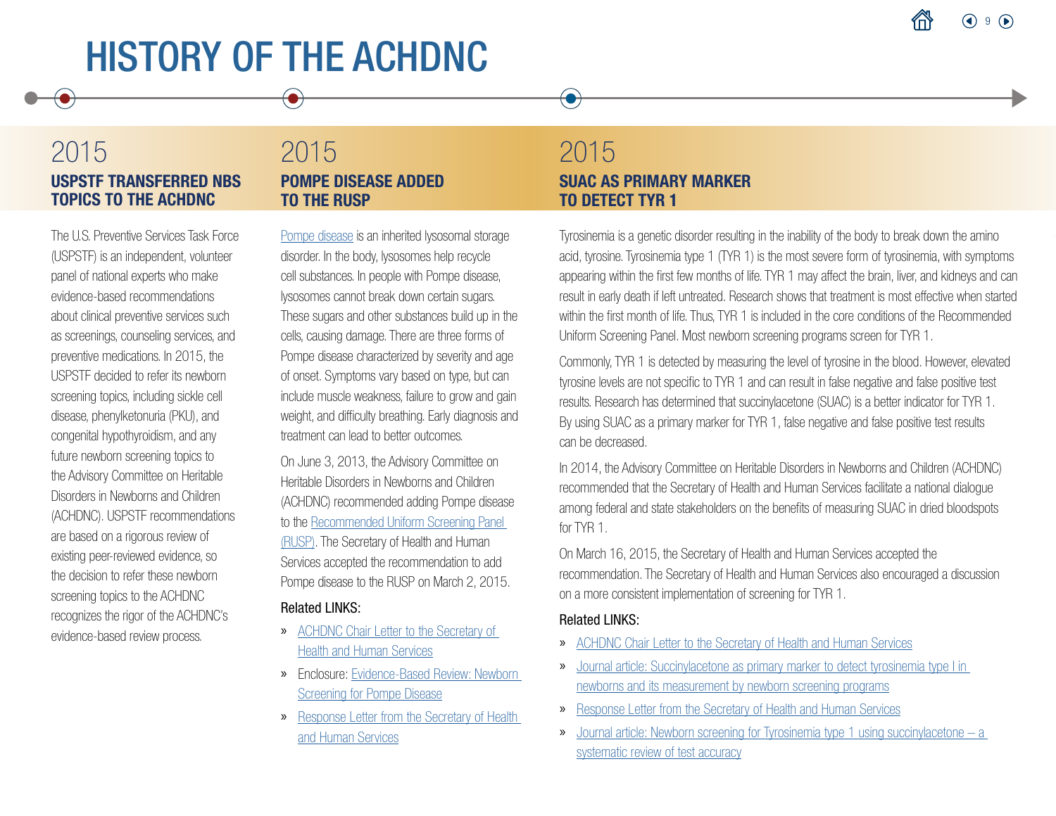# HISTORY OF THE ACHDNC

## 2015

### USPSTF TRANSFERRED NBS TOPICS TO THE ACHDNC

The U.S. Preventive Services Task Force (USPSTF) is an independent, volunteer panel of national experts who make evidence-based recommendations about clinical preventive services such as screenings, counseling services, and preventive medications. In 2015, the USPSTF decided to refer its newborn screening topics, including sickle cell disease, phenylketonuria (PKU), and congenital hypothyroidism, and any future newborn screening topics to the Advisory Committee on Heritable Disorders in Newborns and Children (ACHDNC). USPSTF recommendations are based on a rigorous review of existing peer-reviewed evidence, so the decision to refer these newborn screening topics to the ACHDNC recognizes the rigor of the ACHDNC's evidence-based review process.

## 2015

### POMPE DISEASE ADDED TO THE RUSP

Pompe disease is an inherited lysosomal storage disorder. In the body, lysosomes help recycle cell substances. In people with Pompe disease, lysosomes cannot break down certain sugars. These sugars and other substances build up in the cells, causing damage. There are three forms of Pompe disease characterized by severity and age of onset. Symptoms vary based on type, but can include muscle weakness, failure to grow and gain weight, and difficulty breathing. Early diagnosis and treatment can lead to better outcomes.

On June 3, 2013, the Advisory Committee on Heritable Disorders in Newborns and Children (ACHDNC) recommended adding Pompe disease to the Recommended Uniform Screening Panel (RUSP). The Secretary of Health and Human Services accepted the recommendation to add Pompe disease to the RUSP on March 2, 2015.

Related LINKS:

- ACHDNC Chair Letter to the Secretary of Health and Human Services
- Enclosure: Evidence-Based Review: Newborn Screening for Pompe Disease
- Response Letter from the Secretary of Health and Human Services

## 2015

### SUAC AS PRIMARY MARKER TO DETECT TYR 1

Tyrosinemia is a genetic disorder resulting in the inability of the body to break down the amino acid, tyrosine. Tyrosinemia type 1 (TYR 1) is the most severe form of tyrosinemia, with symptoms appearing within the first few months of life. TYR 1 may affect the brain, liver, and kidneys and can result in early death if left untreated. Research shows that treatment is most effective when started within the first month of life. Thus, TYR 1 is included in the core conditions of the Recommended Uniform Screening Panel. Most newborn screening programs screen for TYR 1.

Commonly, TYR 1 is detected by measuring the level of tyrosine in the blood. However, elevated tyrosine levels are not specific to TYR 1 and can result in false negative and false positive test results. Research has determined that succinylacetone (SUAC) is a better indicator for TYR 1. By using SUAC as a primary marker for TYR 1, false negative and false positive test results can be decreased.

In 2014, the Advisory Committee on Heritable Disorders in Newborns and Children (ACHDNC) recommended that the Secretary of Health and Human Services facilitate a national dialogue among federal and state stakeholders on the benefits of measuring SUAC in dried bloodspots for TYR 1.

On March 16, 2015, the Secretary of Health and Human Services accepted the recommendation. The Secretary of Health and Human Services also encouraged a discussion on a more consistent implementation of screening for TYR 1.

Related LINKS:

- ACHDNC Chair Letter to the Secretary of Health and Human Services
- Journal article: Succinylacetone as primary marker to detect tyrosinemia type I in newborns and its measurement by newborn screening programs
- Response Letter from the Secretary of Health and Human Services
- Journal article: Newborn screening for Tyrosinemia type 1 using succinylacetone – a systematic review of test accuracy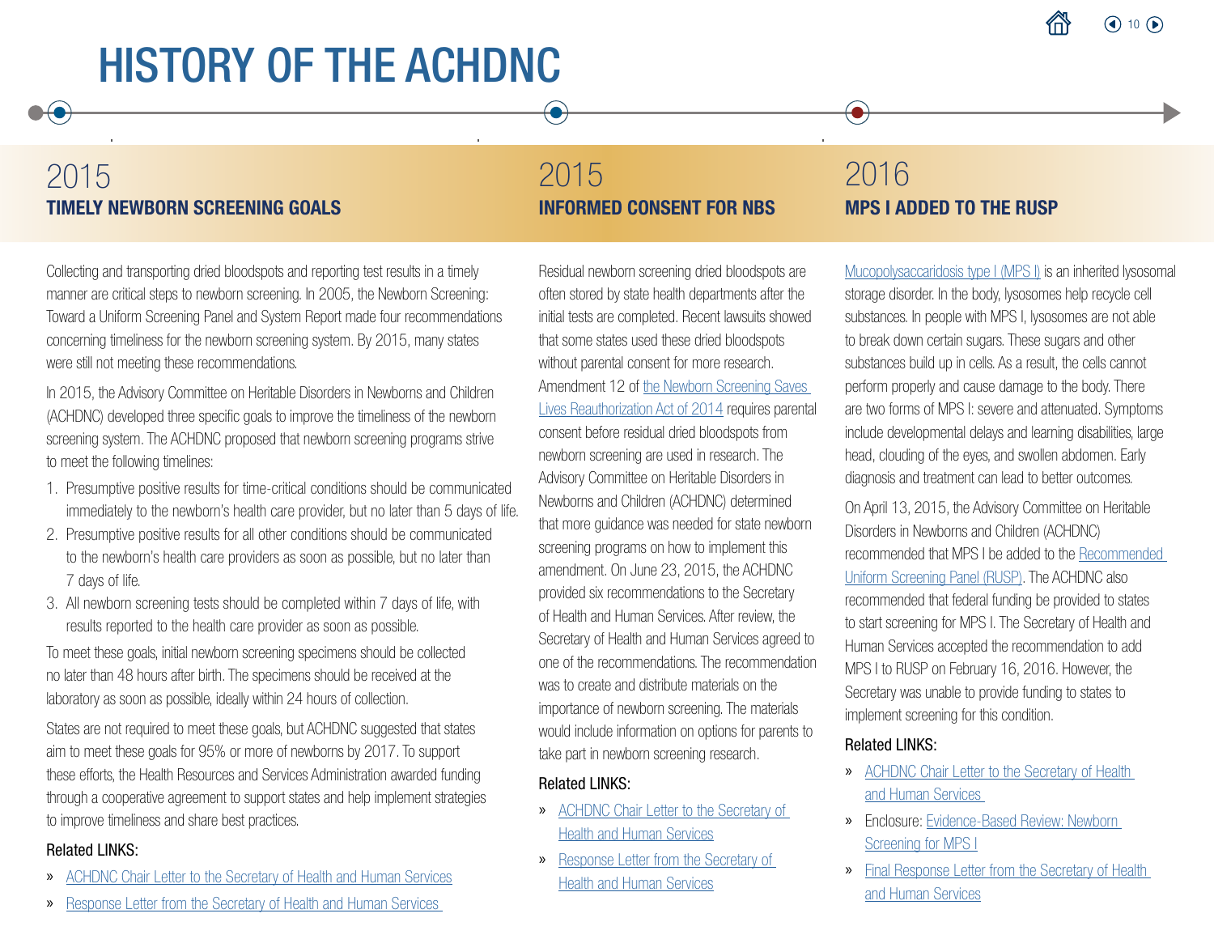# HISTORY OF THE ACHDNC

## 2015
### TIMELY NEWBORN SCREENING GOALS

Collecting and transporting dried bloodspots and reporting test results in a timely manner are critical steps to newborn screening. In 2005, the Newborn Screening: Toward a Uniform Screening Panel and System Report made four recommendations concerning timeliness for the newborn screening system. By 2015, many states were still not meeting these recommendations.

In 2015, the Advisory Committee on Heritable Disorders in Newborns and Children (ACHDNC) developed three specific goals to improve the timeliness of the newborn screening system. The ACHDNC proposed that newborn screening programs strive to meet the following timelines:

1. Presumptive positive results for time-critical conditions should be communicated immediately to the newborn's health care provider, but no later than 5 days of life.
2. Presumptive positive results for all other conditions should be communicated to the newborn's health care providers as soon as possible, but no later than 7 days of life.
3. All newborn screening tests should be completed within 7 days of life, with results reported to the health care provider as soon as possible.

To meet these goals, initial newborn screening specimens should be collected no later than 48 hours after birth. The specimens should be received at the laboratory as soon as possible, ideally within 24 hours of collection.

States are not required to meet these goals, but ACHDNC suggested that states aim to meet these goals for 95% or more of newborns by 2017. To support these efforts, the Health Resources and Services Administration awarded funding through a cooperative agreement to support states and help implement strategies to improve timeliness and share best practices.

Related LINKS:

- ACHDNC Chair Letter to the Secretary of Health and Human Services
- Response Letter from the Secretary of Health and Human Services

## 2015
### INFORMED CONSENT FOR NBS

Residual newborn screening dried bloodspots are often stored by state health departments after the initial tests are completed. Recent lawsuits showed that some states used these dried bloodspots without parental consent for more research. Amendment 12 of the Newborn Screening Saves Lives Reauthorization Act of 2014 requires parental consent before residual dried bloodspots from newborn screening are used in research. The Advisory Committee on Heritable Disorders in Newborns and Children (ACHDNC) determined that more guidance was needed for state newborn screening programs on how to implement this amendment. On June 23, 2015, the ACHDNC provided six recommendations to the Secretary of Health and Human Services. After review, the Secretary of Health and Human Services agreed to one of the recommendations. The recommendation was to create and distribute materials on the importance of newborn screening. The materials would include information on options for parents to take part in newborn screening research.

Related LINKS:

- ACHDNC Chair Letter to the Secretary of Health and Human Services
- Response Letter from the Secretary of Health and Human Services

## 2016
### MPS I ADDED TO THE RUSP

Mucopolysaccaridosis type I (MPS I) is an inherited lysosomal storage disorder. In the body, lysosomes help recycle cell substances. In people with MPS I, lysosomes are not able to break down certain sugars. These sugars and other substances build up in cells. As a result, the cells cannot perform properly and cause damage to the body. There are two forms of MPS I: severe and attenuated. Symptoms include developmental delays and learning disabilities, large head, clouding of the eyes, and swollen abdomen. Early diagnosis and treatment can lead to better outcomes.

On April 13, 2015, the Advisory Committee on Heritable Disorders in Newborns and Children (ACHDNC) recommended that MPS I be added to the Recommended Uniform Screening Panel (RUSP). The ACHDNC also recommended that federal funding be provided to states to start screening for MPS I. The Secretary of Health and Human Services accepted the recommendation to add MPS I to RUSP on February 16, 2016. However, the Secretary was unable to provide funding to states to implement screening for this condition.

Related LINKS:

- ACHDNC Chair Letter to the Secretary of Health and Human Services
- Enclosure: Evidence-Based Review: Newborn Screening for MPS I
- Final Response Letter from the Secretary of Health and Human Services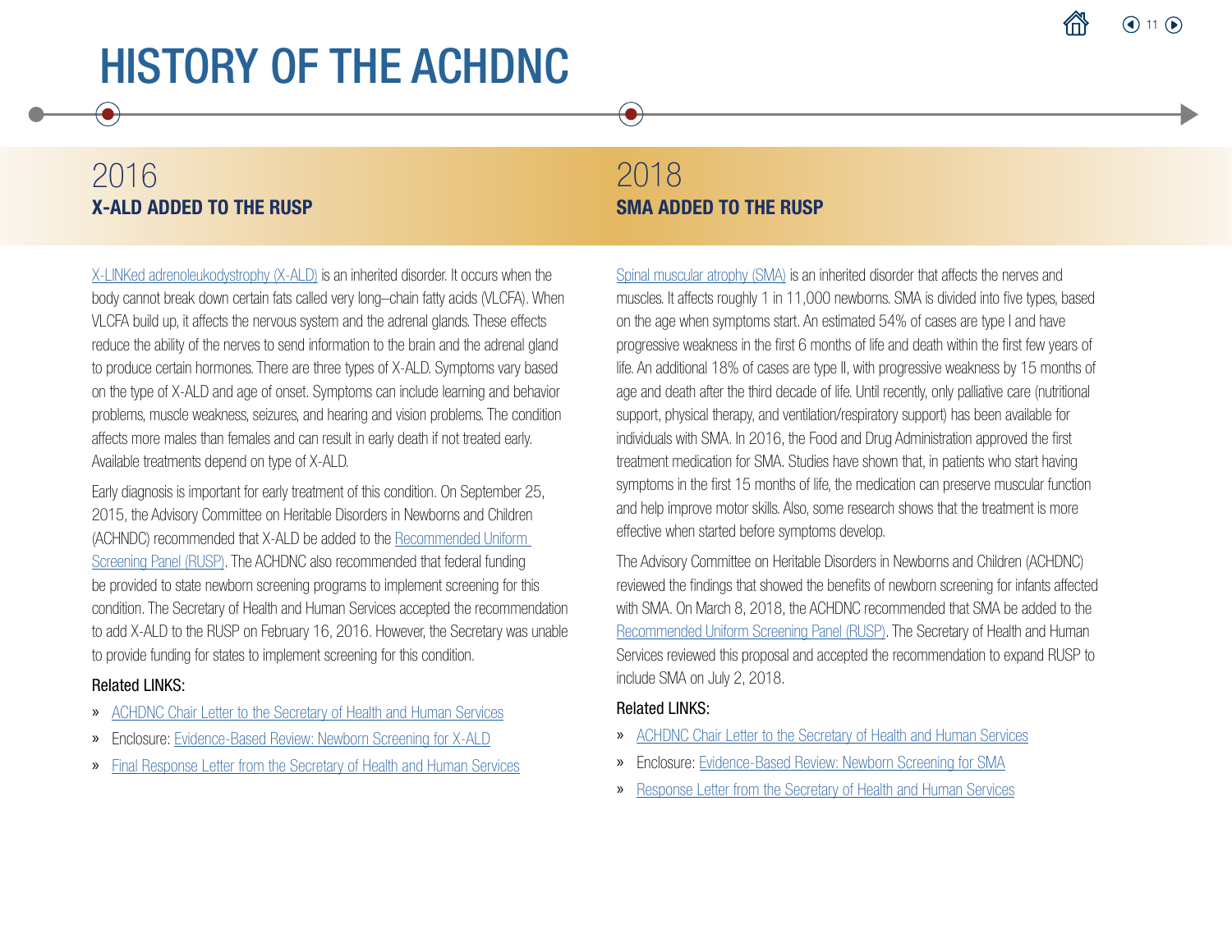# HISTORY OF THE ACHDNC

## 2016
### X-ALD ADDED TO THE RUSP

X-LINKed adrenoleukodystrophy (X-ALD) is an inherited disorder. It occurs when the body cannot break down certain fats called very long–chain fatty acids (VLCFA). When VLCFA build up, it affects the nervous system and the adrenal glands. These effects reduce the ability of the nerves to send information to the brain and the adrenal gland to produce certain hormones. There are three types of X-ALD. Symptoms vary based on the type of X-ALD and age of onset. Symptoms can include learning and behavior problems, muscle weakness, seizures, and hearing and vision problems. The condition affects more males than females and can result in early death if not treated early. Available treatments depend on type of X-ALD.

Early diagnosis is important for early treatment of this condition. On September 25, 2015, the Advisory Committee on Heritable Disorders in Newborns and Children (ACHNDC) recommended that X-ALD be added to the Recommended Uniform Screening Panel (RUSP). The ACHDNC also recommended that federal funding be provided to state newborn screening programs to implement screening for this condition. The Secretary of Health and Human Services accepted the recommendation to add X-ALD to the RUSP on February 16, 2016. However, the Secretary was unable to provide funding for states to implement screening for this condition.

Related LINKS:

- ACHDNC Chair Letter to the Secretary of Health and Human Services
- Enclosure: Evidence-Based Review: Newborn Screening for X-ALD
- Final Response Letter from the Secretary of Health and Human Services

## 2018
### SMA ADDED TO THE RUSP

Spinal muscular atrophy (SMA) is an inherited disorder that affects the nerves and muscles. It affects roughly 1 in 11,000 newborns. SMA is divided into five types, based on the age when symptoms start. An estimated 54% of cases are type I and have progressive weakness in the first 6 months of life and death within the first few years of life. An additional 18% of cases are type II, with progressive weakness by 15 months of age and death after the third decade of life. Until recently, only palliative care (nutritional support, physical therapy, and ventilation/respiratory support) has been available for individuals with SMA. In 2016, the Food and Drug Administration approved the first treatment medication for SMA. Studies have shown that, in patients who start having symptoms in the first 15 months of life, the medication can preserve muscular function and help improve motor skills. Also, some research shows that the treatment is more effective when started before symptoms develop.

The Advisory Committee on Heritable Disorders in Newborns and Children (ACHDNC) reviewed the findings that showed the benefits of newborn screening for infants affected with SMA. On March 8, 2018, the ACHDNC recommended that SMA be added to the Recommended Uniform Screening Panel (RUSP). The Secretary of Health and Human Services reviewed this proposal and accepted the recommendation to expand RUSP to include SMA on July 2, 2018.

Related LINKS:

- ACHDNC Chair Letter to the Secretary of Health and Human Services
- Enclosure: Evidence-Based Review: Newborn Screening for SMA
- Response Letter from the Secretary of Health and Human Services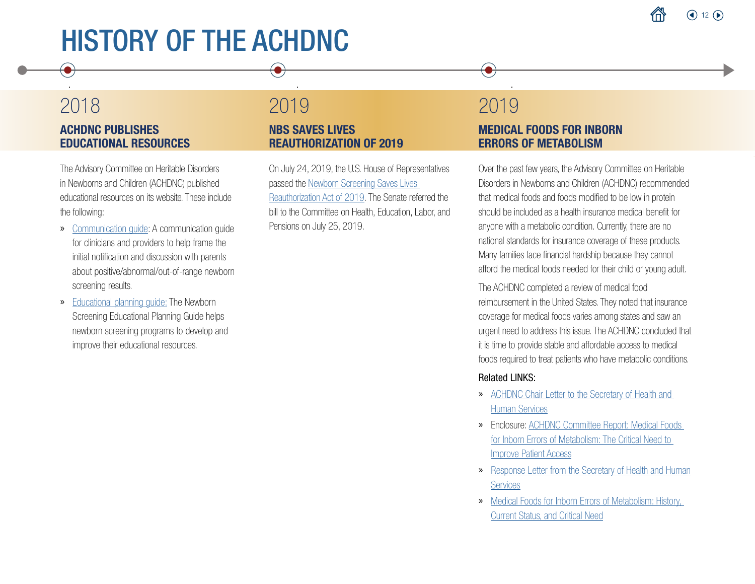# HISTORY OF THE ACHDNC

## 2018

### ACHDNC PUBLISHES EDUCATIONAL RESOURCES

The Advisory Committee on Heritable Disorders in Newborns and Children (ACHDNC) published educational resources on its website. These include the following:

- Communication guide: A communication guide for clinicians and providers to help frame the initial notification and discussion with parents about positive/abnormal/out-of-range newborn screening results.
- Educational planning guide: The Newborn Screening Educational Planning Guide helps newborn screening programs to develop and improve their educational resources.

## 2019

### NBS SAVES LIVES REAUTHORIZATION OF 2019

On July 24, 2019, the U.S. House of Representatives passed the Newborn Screening Saves Lives Reauthorization Act of 2019. The Senate referred the bill to the Committee on Health, Education, Labor, and Pensions on July 25, 2019.

## 2019

### MEDICAL FOODS FOR INBORN ERRORS OF METABOLISM

Over the past few years, the Advisory Committee on Heritable Disorders in Newborns and Children (ACHDNC) recommended that medical foods and foods modified to be low in protein should be included as a health insurance medical benefit for anyone with a metabolic condition. Currently, there are no national standards for insurance coverage of these products. Many families face financial hardship because they cannot afford the medical foods needed for their child or young adult.

The ACHDNC completed a review of medical food reimbursement in the United States. They noted that insurance coverage for medical foods varies among states and saw an urgent need to address this issue. The ACHDNC concluded that it is time to provide stable and affordable access to medical foods required to treat patients who have metabolic conditions.

Related LINKS:

- ACHDNC Chair Letter to the Secretary of Health and Human Services
- Enclosure: ACHDNC Committee Report: Medical Foods for Inborn Errors of Metabolism: The Critical Need to Improve Patient Access
- Response Letter from the Secretary of Health and Human Services
- Medical Foods for Inborn Errors of Metabolism: History, Current Status, and Critical Need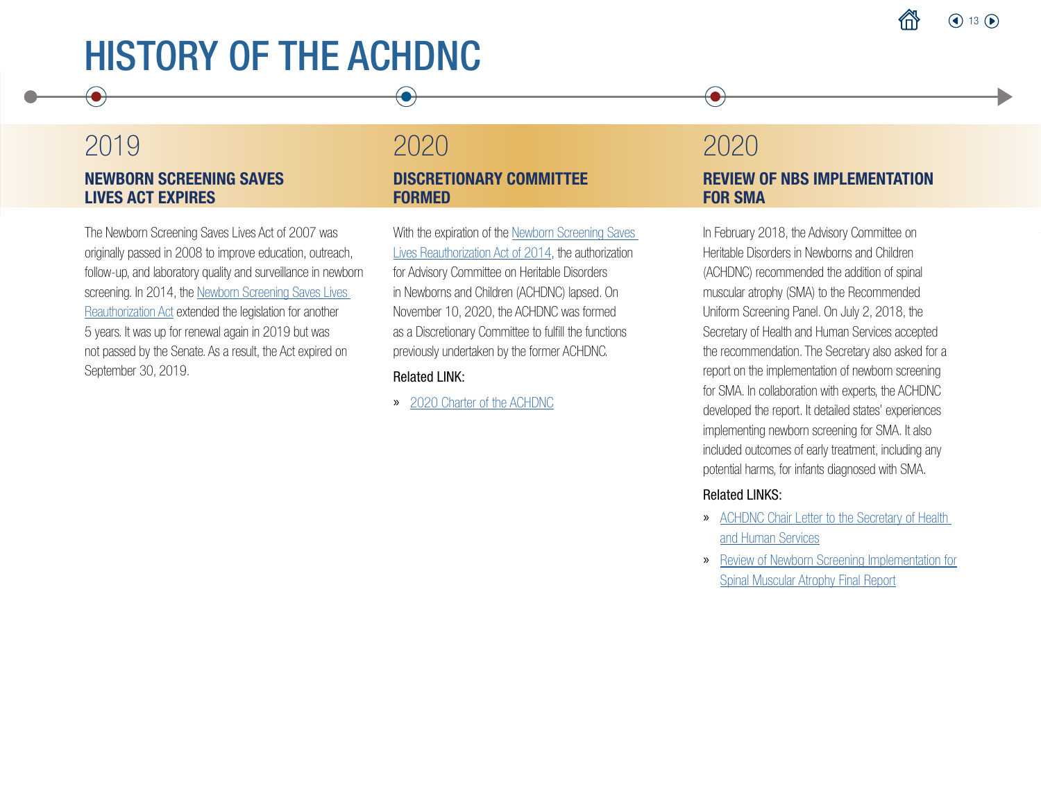# HISTORY OF THE ACHDNC

## 2019

### NEWBORN SCREENING SAVES LIVES ACT EXPIRES

The Newborn Screening Saves Lives Act of 2007 was originally passed in 2008 to improve education, outreach, follow-up, and laboratory quality and surveillance in newborn screening. In 2014, the Newborn Screening Saves Lives Reauthorization Act extended the legislation for another 5 years. It was up for renewal again in 2019 but was not passed by the Senate. As a result, the Act expired on September 30, 2019.

## 2020

### DISCRETIONARY COMMITTEE FORMED

With the expiration of the Newborn Screening Saves Lives Reauthorization Act of 2014, the authorization for Advisory Committee on Heritable Disorders in Newborns and Children (ACHDNC) lapsed. On November 10, 2020, the ACHDNC was formed as a Discretionary Committee to fulfill the functions previously undertaken by the former ACHDNC.

Related LINK:

- 2020 Charter of the ACHDNC

## 2020

### REVIEW OF NBS IMPLEMENTATION FOR SMA

In February 2018, the Advisory Committee on Heritable Disorders in Newborns and Children (ACHDNC) recommended the addition of spinal muscular atrophy (SMA) to the Recommended Uniform Screening Panel. On July 2, 2018, the Secretary of Health and Human Services accepted the recommendation. The Secretary also asked for a report on the implementation of newborn screening for SMA. In collaboration with experts, the ACHDNC developed the report. It detailed states' experiences implementing newborn screening for SMA. It also included outcomes of early treatment, including any potential harms, for infants diagnosed with SMA.

Related LINKS:

- ACHDNC Chair Letter to the Secretary of Health and Human Services
- Review of Newborn Screening Implementation for Spinal Muscular Atrophy Final Report